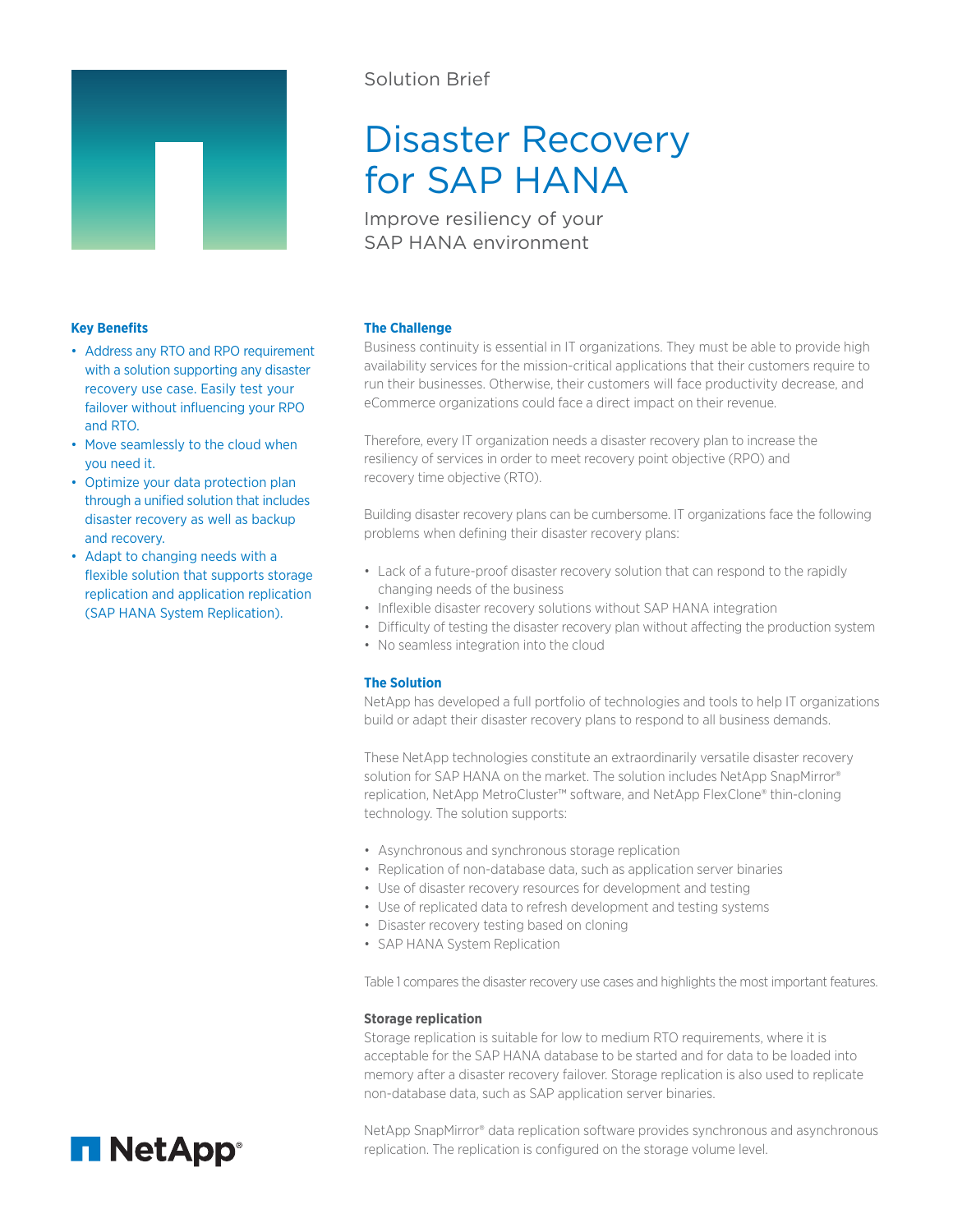Solution Brief

# Disaster Recovery for SAP HANA

Improve resiliency of your SAP HANA environment

**Key Benefits**

- Address any RTO and RPO requirement with a solution supporting any disaster recovery use case. Easily test your failover without influencing your RPO and RTO.
- Move seamlessly to the cloud when you need it.
- Optimize your data protection plan through a unified solution that includes disaster recovery as well as backup and recovery.
- Adapt to changing needs with a flexible solution that supports storage replication and application replication (SAP HANA System Replication).

## The Challenge

Business continuity is essential in IT organizations. They must be able to provide high availability services for the mission-critical applications that their customers require to run their businesses. Otherwise, their customers will face productivity decrease, and eCommerce organizations could face a direct impact on their revenue.

Therefore, every IT organization needs a disaster recovery plan to increase the resiliency of services in order to meet recovery point objective (RPO) and recovery time objective (RTO).

Building disaster recovery plans can be cumbersome. IT organizations face the following problems when defining their disaster recovery plans:

- Lack of a future-proof disaster recovery solution that can respond to the rapidly changing needs of the business
- Inflexible disaster recovery solutions without SAP HANA integration
- Difficulty of testing the disaster recovery plan without affecting the production system
- No seamless integration into the cloud

## The Solution

NetApp has developed a full portfolio of technologies and tools to help IT organizations build or adapt their disaster recovery plans to respond to all business demands.

These NetApp technologies constitute an extraordinarily versatile disaster recovery solution for SAP HANA on the market. The solution includes NetApp SnapMirror® replication, NetApp MetroCluster™ software, and NetApp FlexClone® thin-cloning technology. The solution supports:

- Asynchronous and synchronous storage replication
- Replication of non-database data, such as application server binaries
- Use of disaster recovery resources for development and testing
- Use of replicated data to refresh development and testing systems
- Disaster recovery testing based on cloning
- SAP HANA System Replication

Table 1 compares the disaster recovery use cases and highlights the most important features.

### Storage replication

Storage replication is suitable for low to medium RTO requirements, where it is acceptable for the SAP HANA database to be started and for data to be loaded into memory after a disaster recovery failover. Storage replication is also used to replicate non-database data, such as SAP application server binaries.

NetApp SnapMirror® data replication software provides synchronous and asynchronous replication. The replication is configured on the storage volume level.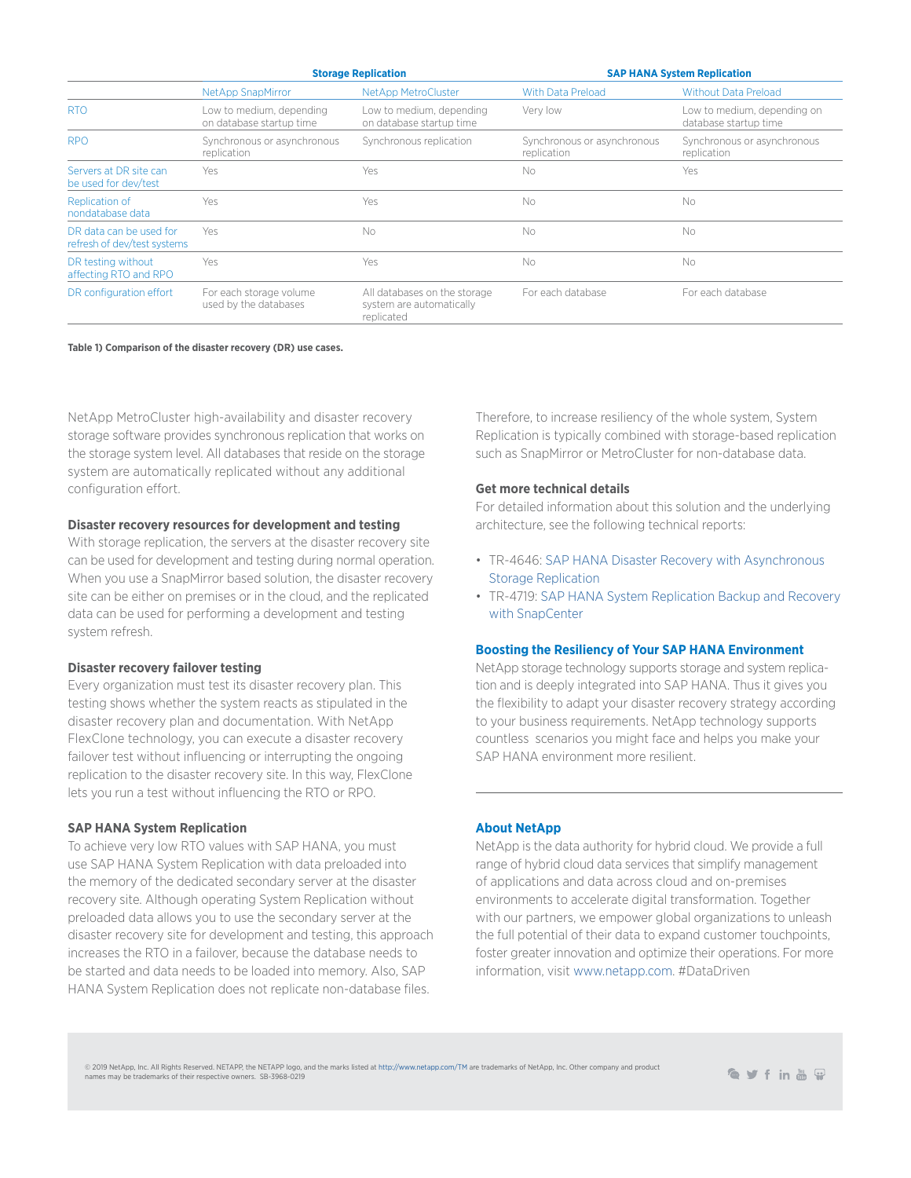| | Storage Replication | | SAP HANA System Replication | |
|---|---|---|---|---|
| | NetApp SnapMirror | NetApp MetroCluster | With Data Preload | Without Data Preload |
| RTO | Low to medium, depending on database startup time | Low to medium, depending on database startup time | Very low | Low to medium, depending on database startup time |
| RPO | Synchronous or asynchronous replication | Synchronous replication | Synchronous or asynchronous replication | Synchronous or asynchronous replication |
| Servers at DR site can be used for dev/test | Yes | Yes | No | Yes |
| Replication of nondatabase data | Yes | Yes | No | No |
| DR data can be used for refresh of dev/test systems | Yes | No | No | No |
| DR testing without affecting RTO and RPO | Yes | Yes | No | No |
| DR configuration effort | For each storage volume used by the databases | All databases on the storage system are automatically replicated | For each database | For each database |

**Table 1) Comparison of the disaster recovery (DR) use cases.**

NetApp MetroCluster high-availability and disaster recovery storage software provides synchronous replication that works on the storage system level. All databases that reside on the storage system are automatically replicated without any additional configuration effort.

### Disaster recovery resources for development and testing

With storage replication, the servers at the disaster recovery site can be used for development and testing during normal operation. When you use a SnapMirror based solution, the disaster recovery site can be either on premises or in the cloud, and the replicated data can be used for performing a development and testing system refresh.

### Disaster recovery failover testing

Every organization must test its disaster recovery plan. This testing shows whether the system reacts as stipulated in the disaster recovery plan and documentation. With NetApp FlexClone technology, you can execute a disaster recovery failover test without influencing or interrupting the ongoing replication to the disaster recovery site. In this way, FlexClone lets you run a test without influencing the RTO or RPO.

### SAP HANA System Replication

To achieve very low RTO values with SAP HANA, you must use SAP HANA System Replication with data preloaded into the memory of the dedicated secondary server at the disaster recovery site. Although operating System Replication without preloaded data allows you to use the secondary server at the disaster recovery site for development and testing, this approach increases the RTO in a failover, because the database needs to be started and data needs to be loaded into memory. Also, SAP HANA System Replication does not replicate non-database files. Therefore, to increase resiliency of the whole system, System Replication is typically combined with storage-based replication such as SnapMirror or MetroCluster for non-database data.

### Get more technical details

For detailed information about this solution and the underlying architecture, see the following technical reports:

- TR-4646: SAP HANA Disaster Recovery with Asynchronous Storage Replication
- TR-4719: SAP HANA System Replication Backup and Recovery with SnapCenter

## Boosting the Resiliency of Your SAP HANA Environment

NetApp storage technology supports storage and system replication and is deeply integrated into SAP HANA. Thus it gives you the flexibility to adapt your disaster recovery strategy according to your business requirements. NetApp technology supports countless scenarios you might face and helps you make your SAP HANA environment more resilient.

## About NetApp

NetApp is the data authority for hybrid cloud. We provide a full range of hybrid cloud data services that simplify management of applications and data across cloud and on-premises environments to accelerate digital transformation. Together with our partners, we empower global organizations to unleash the full potential of their data to expand customer touchpoints, foster greater innovation and optimize their operations. For more information, visit www.netapp.com. #DataDriven

© 2019 NetApp, Inc. All Rights Reserved. NETAPP, the NETAPP logo, and the marks listed at http://www.netapp.com/TM are trademarks of NetApp, Inc. Other company and product names may be trademarks of their respective owners. SB-3968-0219